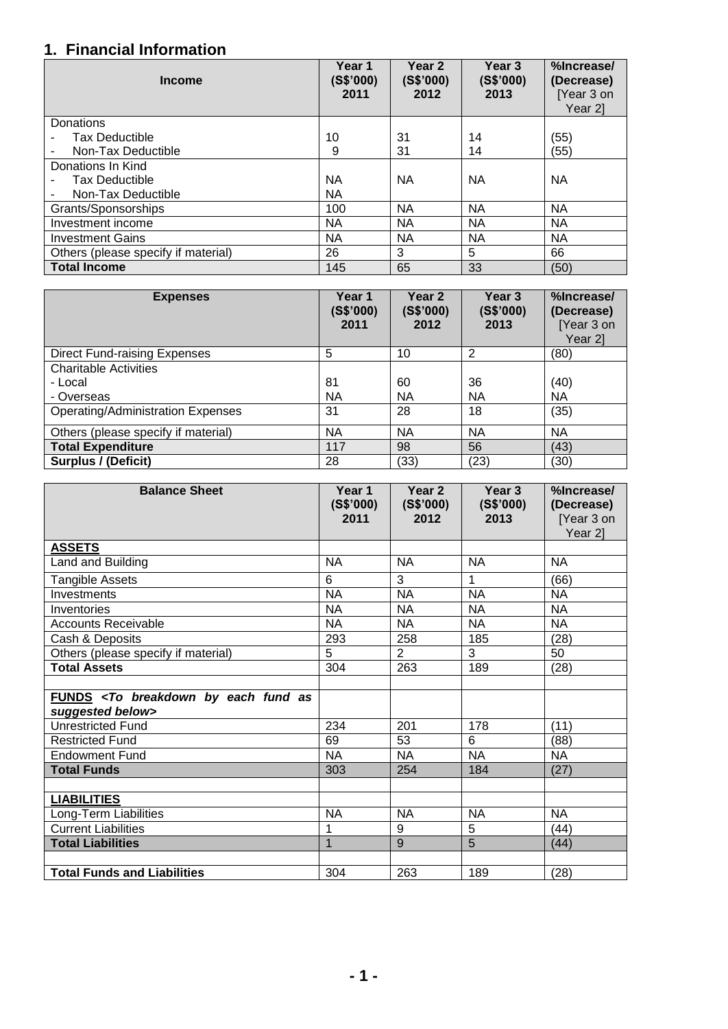## 1. Financial Information

| Income | Year 1 (S$'000) 2011 | Year 2 (S$'000) 2012 | Year 3 (S$'000) 2013 | %Increase/ (Decrease) [Year 3 on Year 2] |
|---|---|---|---|---|
| Donations | | | | |
| - Tax Deductible | 10 | 31 | 14 | (55) |
| - Non-Tax Deductible | 9 | 31 | 14 | (55) |
| Donations In Kind | | | | |
| - Tax Deductible | NA | NA | NA | NA |
| - Non-Tax Deductible | NA | | | |
| Grants/Sponsorships | 100 | NA | NA | NA |
| Investment income | NA | NA | NA | NA |
| Investment Gains | NA | NA | NA | NA |
| Others (please specify if material) | 26 | 3 | 5 | 66 |
| **Total Income** | 145 | 65 | 33 | (50) |

| Expenses | Year 1 (S$'000) 2011 | Year 2 (S$'000) 2012 | Year 3 (S$'000) 2013 | %Increase/ (Decrease) [Year 3 on Year 2] |
|---|---|---|---|---|
| Direct Fund-raising Expenses | 5 | 10 | 2 | (80) |
| Charitable Activities | | | | |
| - Local | 81 | 60 | 36 | (40) |
| - Overseas | NA | NA | NA | NA |
| Operating/Administration Expenses | 31 | 28 | 18 | (35) |
| Others (please specify if material) | NA | NA | NA | NA |
| **Total Expenditure** | 117 | 98 | 56 | (43) |
| **Surplus / (Deficit)** | 28 | (33) | (23) | (30) |

| Balance Sheet | Year 1 (S$'000) 2011 | Year 2 (S$'000) 2012 | Year 3 (S$'000) 2013 | %Increase/ (Decrease) [Year 3 on Year 2] |
|---|---|---|---|---|
| **ASSETS** | | | | |
| Land and Building | NA | NA | NA | NA |
| Tangible Assets | 6 | 3 | 1 | (66) |
| Investments | NA | NA | NA | NA |
| Inventories | NA | NA | NA | NA |
| Accounts Receivable | NA | NA | NA | NA |
| Cash & Deposits | 293 | 258 | 185 | (28) |
| Others (please specify if material) | 5 | 2 | 3 | 50 |
| **Total Assets** | 304 | 263 | 189 | (28) |
| | | | | |
| **FUNDS** ***<To breakdown by each fund as suggested below>*** | | | | |
| Unrestricted Fund | 234 | 201 | 178 | (11) |
| Restricted Fund | 69 | 53 | 6 | (88) |
| Endowment Fund | NA | NA | NA | NA |
| **Total Funds** | 303 | 254 | 184 | (27) |
| | | | | |
| **LIABILITIES** | | | | |
| Long-Term Liabilities | NA | NA | NA | NA |
| Current Liabilities | 1 | 9 | 5 | (44) |
| **Total Liabilities** | 1 | 9 | 5 | (44) |
| | | | | |
| **Total Funds and Liabilities** | 304 | 263 | 189 | (28) |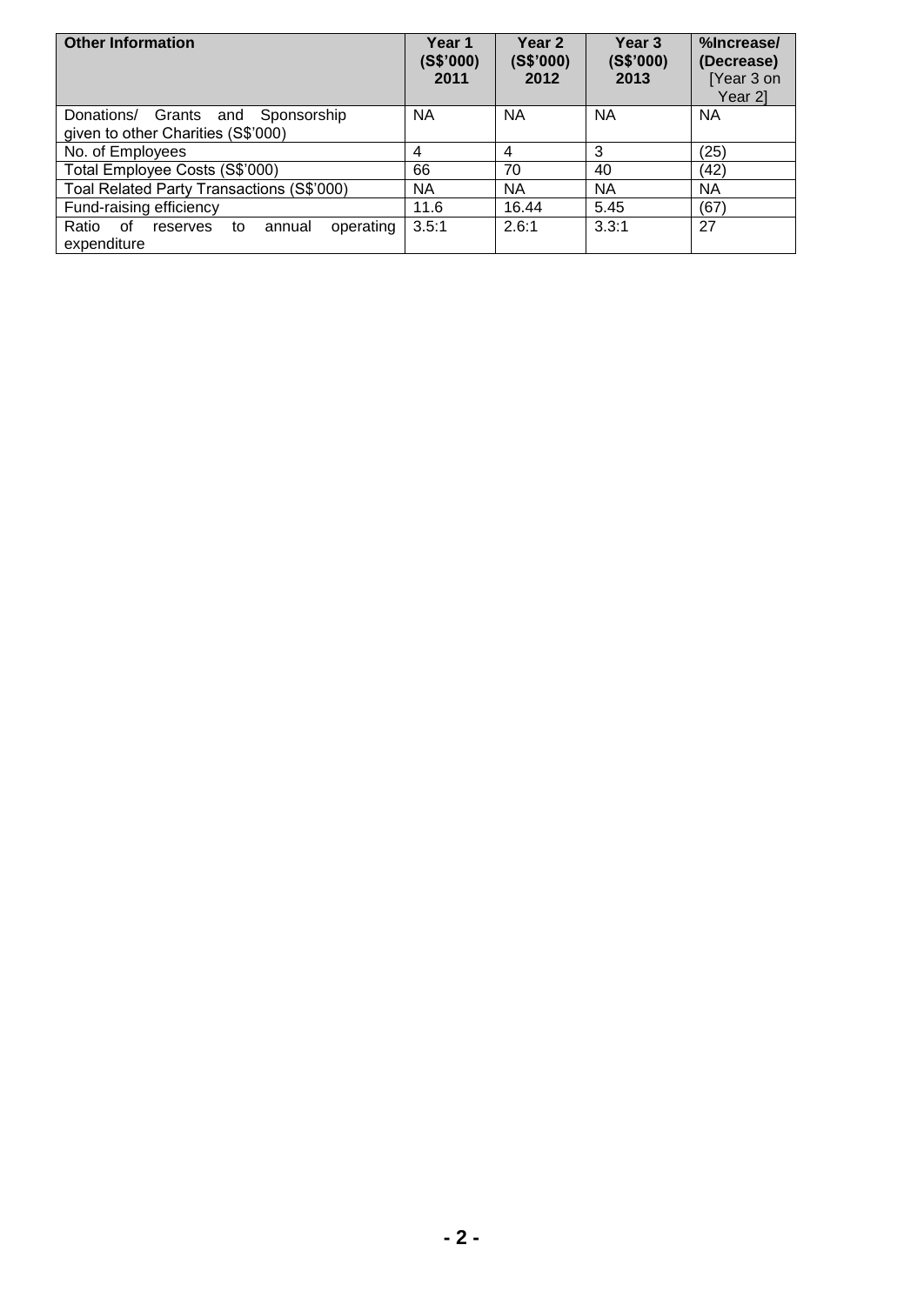| Other Information | Year 1 (S$'000) 2011 | Year 2 (S$'000) 2012 | Year 3 (S$'000) 2013 | %Increase/ (Decrease) [Year 3 on Year 2] |
|---|---|---|---|---|
| Donations/ Grants and Sponsorship given to other Charities (S$'000) | NA | NA | NA | NA |
| No. of Employees | 4 | 4 | 3 | (25) |
| Total Employee Costs (S$'000) | 66 | 70 | 40 | (42) |
| Toal Related Party Transactions (S$'000) | NA | NA | NA | NA |
| Fund-raising efficiency | 11.6 | 16.44 | 5.45 | (67) |
| Ratio of reserves to annual operating expenditure | 3.5:1 | 2.6:1 | 3.3:1 | 27 |